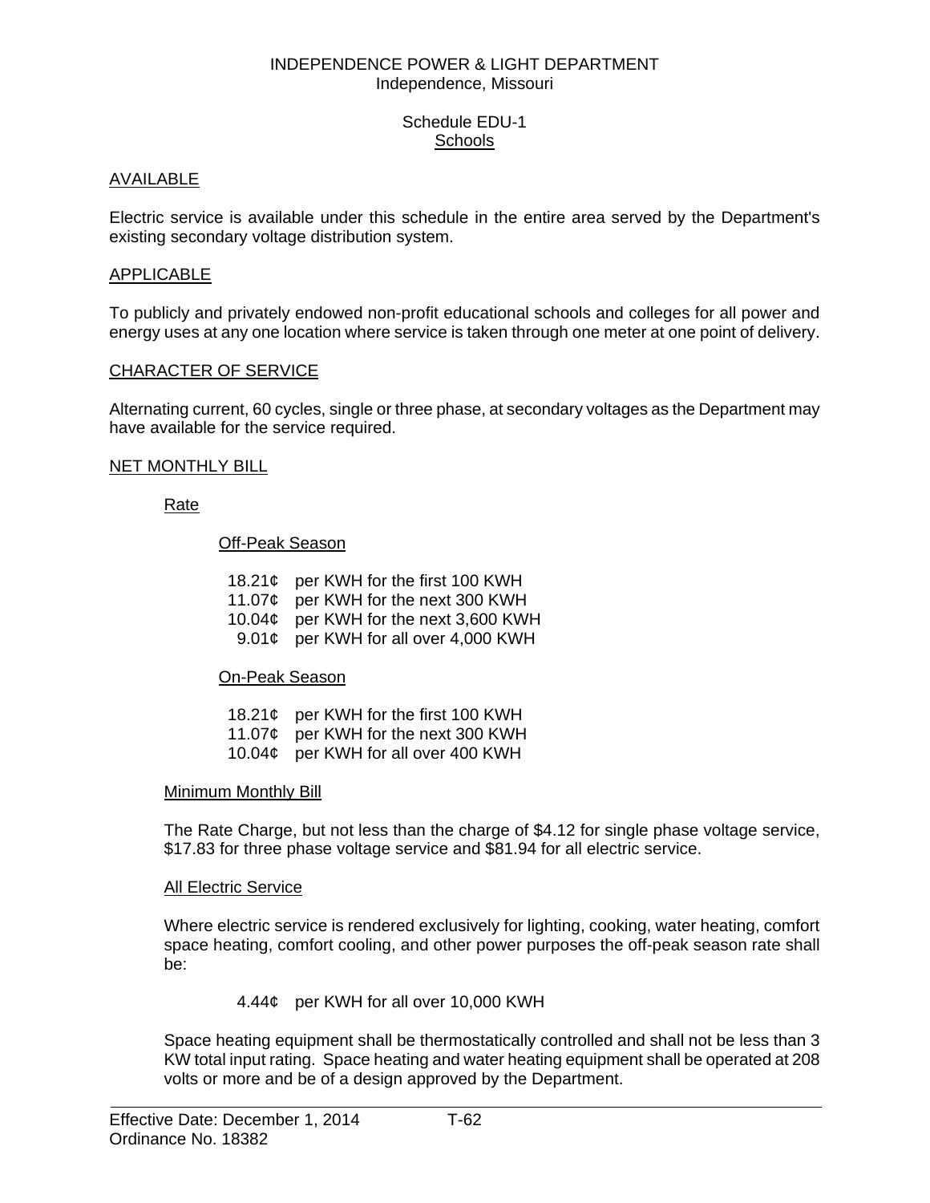INDEPENDENCE POWER & LIGHT DEPARTMENT
Independence, Missouri

Schedule EDU-1
Schools

## AVAILABLE

Electric service is available under this schedule in the entire area served by the Department's existing secondary voltage distribution system.

## APPLICABLE

To publicly and privately endowed non-profit educational schools and colleges for all power and energy uses at any one location where service is taken through one meter at one point of delivery.

## CHARACTER OF SERVICE

Alternating current, 60 cycles, single or three phase, at secondary voltages as the Department may have available for the service required.

## NET MONTHLY BILL

### Rate

#### Off-Peak Season

18.21¢ per KWH for the first 100 KWH
11.07¢ per KWH for the next 300 KWH
10.04¢ per KWH for the next 3,600 KWH
9.01¢ per KWH for all over 4,000 KWH

#### On-Peak Season

18.21¢ per KWH for the first 100 KWH
11.07¢ per KWH for the next 300 KWH
10.04¢ per KWH for all over 400 KWH

### Minimum Monthly Bill

The Rate Charge, but not less than the charge of $4.12 for single phase voltage service, $17.83 for three phase voltage service and $81.94 for all electric service.

### All Electric Service

Where electric service is rendered exclusively for lighting, cooking, water heating, comfort space heating, comfort cooling, and other power purposes the off-peak season rate shall be:

4.44¢ per KWH for all over 10,000 KWH

Space heating equipment shall be thermostatically controlled and shall not be less than 3 KW total input rating. Space heating and water heating equipment shall be operated at 208 volts or more and be of a design approved by the Department.

Effective Date: December 1, 2014
Ordinance No. 18382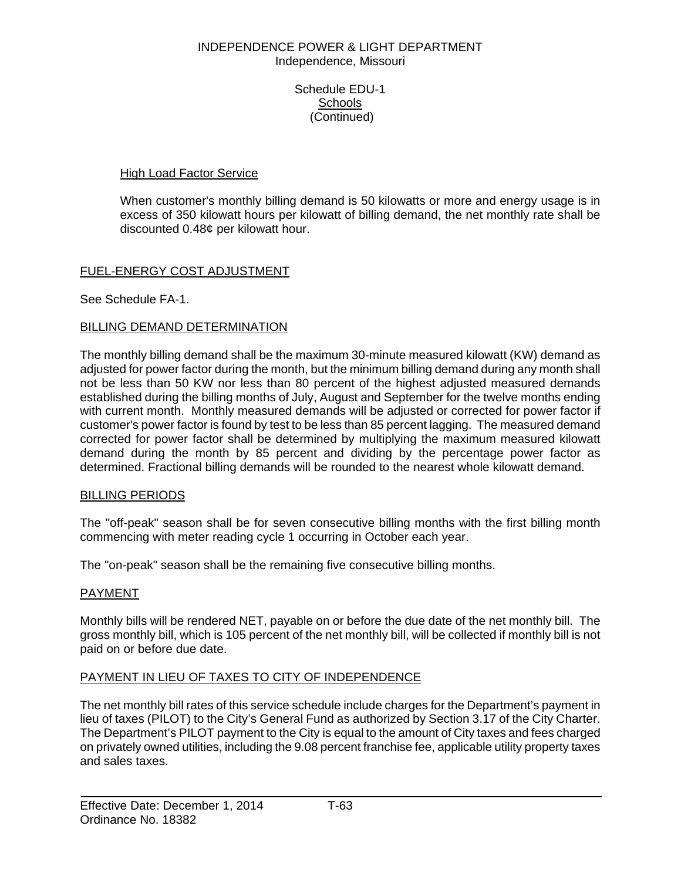INDEPENDENCE POWER & LIGHT DEPARTMENT
Independence, Missouri

Schedule EDU-1
Schools
(Continued)

High Load Factor Service

When customer's monthly billing demand is 50 kilowatts or more and energy usage is in excess of 350 kilowatt hours per kilowatt of billing demand, the net monthly rate shall be discounted 0.48¢ per kilowatt hour.

## FUEL-ENERGY COST ADJUSTMENT

See Schedule FA-1.

## BILLING DEMAND DETERMINATION

The monthly billing demand shall be the maximum 30-minute measured kilowatt (KW) demand as adjusted for power factor during the month, but the minimum billing demand during any month shall not be less than 50 KW nor less than 80 percent of the highest adjusted measured demands established during the billing months of July, August and September for the twelve months ending with current month. Monthly measured demands will be adjusted or corrected for power factor if customer's power factor is found by test to be less than 85 percent lagging. The measured demand corrected for power factor shall be determined by multiplying the maximum measured kilowatt demand during the month by 85 percent and dividing by the percentage power factor as determined. Fractional billing demands will be rounded to the nearest whole kilowatt demand.

## BILLING PERIODS

The "off-peak" season shall be for seven consecutive billing months with the first billing month commencing with meter reading cycle 1 occurring in October each year.

The "on-peak" season shall be the remaining five consecutive billing months.

## PAYMENT

Monthly bills will be rendered NET, payable on or before the due date of the net monthly bill. The gross monthly bill, which is 105 percent of the net monthly bill, will be collected if monthly bill is not paid on or before due date.

## PAYMENT IN LIEU OF TAXES TO CITY OF INDEPENDENCE

The net monthly bill rates of this service schedule include charges for the Department's payment in lieu of taxes (PILOT) to the City's General Fund as authorized by Section 3.17 of the City Charter. The Department's PILOT payment to the City is equal to the amount of City taxes and fees charged on privately owned utilities, including the 9.08 percent franchise fee, applicable utility property taxes and sales taxes.

Effective Date: December 1, 2014 T-63
Ordinance No. 18382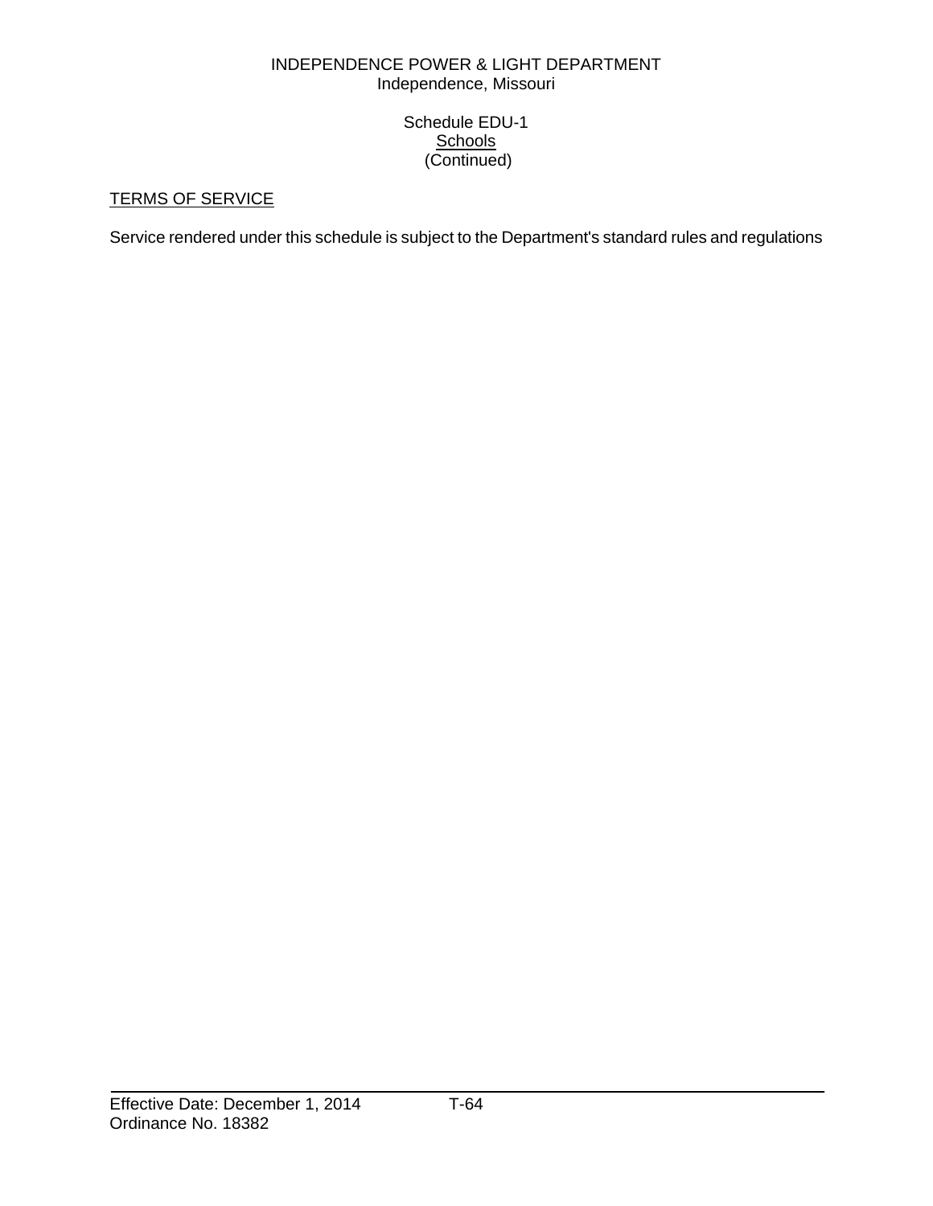INDEPENDENCE POWER & LIGHT DEPARTMENT
Independence, Missouri

Schedule EDU-1
Schools
(Continued)

## TERMS OF SERVICE

Service rendered under this schedule is subject to the Department's standard rules and regulations

Effective Date: December 1, 2014 T-64
Ordinance No. 18382